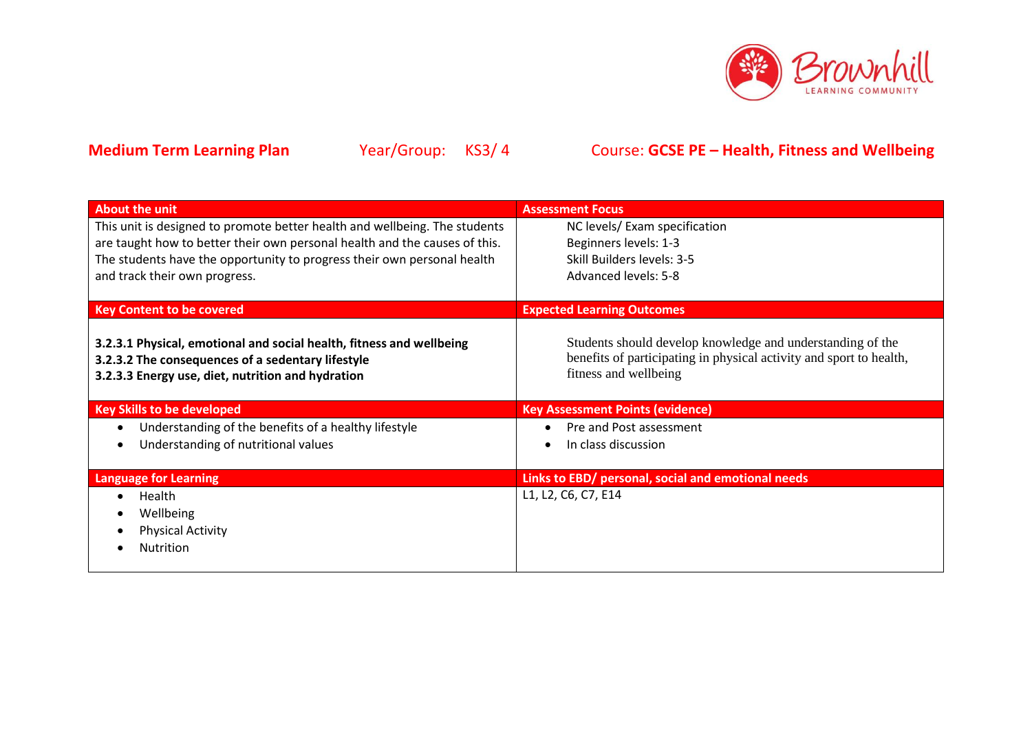Brownhill
LEARNING COMMUNITY

**Medium Term Learning Plan** Year/Group: KS3/ 4 Course: **GCSE PE – Health, Fitness and Wellbeing**

| About the unit | Assessment Focus |
|---|---|
| This unit is designed to promote better health and wellbeing. The students are taught how to better their own personal health and the causes of this. The students have the opportunity to progress their own personal health and track their own progress. | NC levels/ Exam specification<br>Beginners levels: 1-3<br>Skill Builders levels: 3-5<br>Advanced levels: 5-8 |
| **Key Content to be covered** | **Expected Learning Outcomes** |
| **3.2.3.1 Physical, emotional and social health, fitness and wellbeing**<br>**3.2.3.2 The consequences of a sedentary lifestyle**<br>**3.2.3.3 Energy use, diet, nutrition and hydration** | Students should develop knowledge and understanding of the benefits of participating in physical activity and sport to health, fitness and wellbeing |
| **Key Skills to be developed** | **Key Assessment Points (evidence)** |
| • Understanding of the benefits of a healthy lifestyle<br>• Understanding of nutritional values | • Pre and Post assessment<br>• In class discussion |
| **Language for Learning** | **Links to EBD/ personal, social and emotional needs** |
| • Health<br>• Wellbeing<br>• Physical Activity<br>• Nutrition | L1, L2, C6, C7, E14 |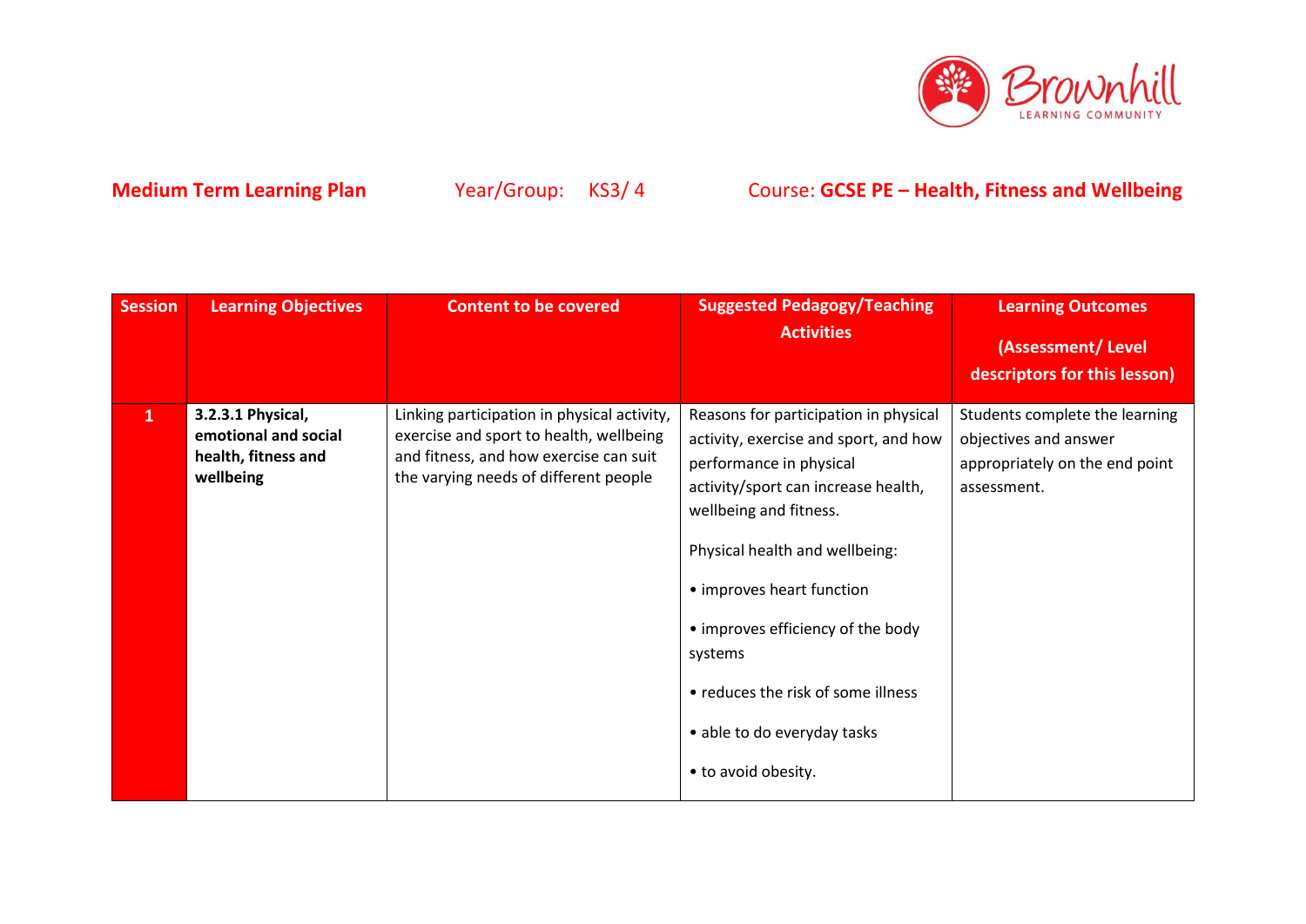**Medium Term Learning Plan** Year/Group: KS3/ 4 Course: **GCSE PE – Health, Fitness and Wellbeing**

| Session | Learning Objectives | Content to be covered | Suggested Pedagogy/Teaching Activities | Learning Outcomes (Assessment/ Level descriptors for this lesson) |
|---|---|---|---|---|
| 1 | **3.2.3.1 Physical, emotional and social health, fitness and wellbeing** | Linking participation in physical activity, exercise and sport to health, wellbeing and fitness, and how exercise can suit the varying needs of different people | Reasons for participation in physical activity, exercise and sport, and how performance in physical activity/sport can increase health, wellbeing and fitness.<br><br>Physical health and wellbeing:<br><br>• improves heart function<br><br>• improves efficiency of the body systems<br><br>• reduces the risk of some illness<br><br>• able to do everyday tasks<br><br>• to avoid obesity. | Students complete the learning objectives and answer appropriately on the end point assessment. |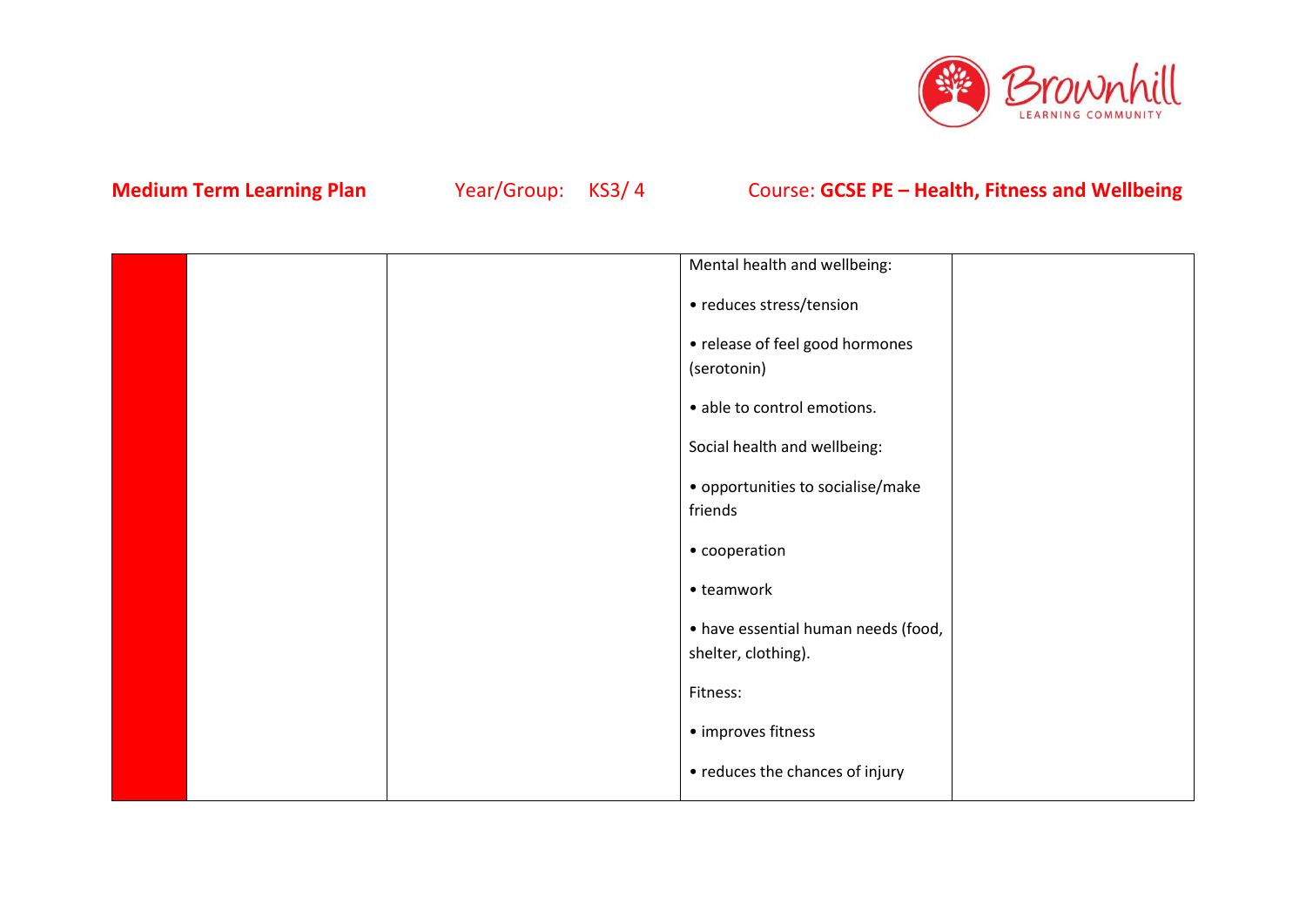**Medium Term Learning Plan** Year/Group: KS3/ 4 Course: **GCSE PE – Health, Fitness and Wellbeing**

| | | | | |
|---|---|---|---|---|
| | | | Mental health and wellbeing:<br><br>• reduces stress/tension<br><br>• release of feel good hormones (serotonin)<br><br>• able to control emotions.<br><br>Social health and wellbeing:<br><br>• opportunities to socialise/make friends<br><br>• cooperation<br><br>• teamwork<br><br>• have essential human needs (food, shelter, clothing).<br><br>Fitness:<br><br>• improves fitness<br><br>• reduces the chances of injury | |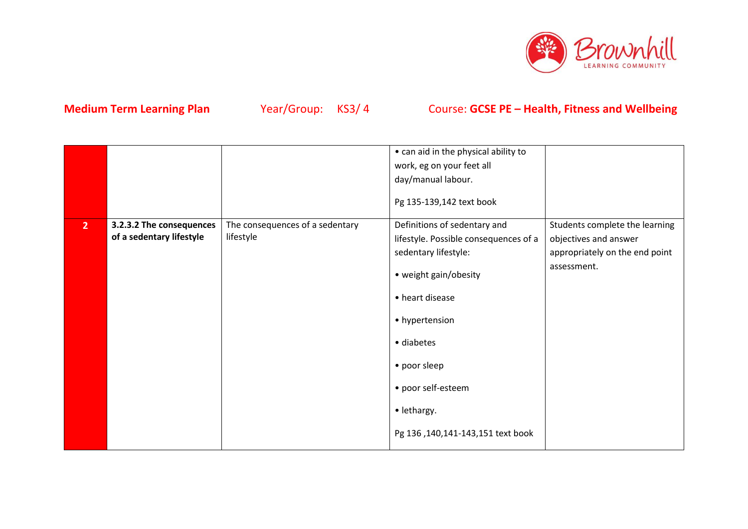**Medium Term Learning Plan** Year/Group: KS3/ 4 Course: **GCSE PE – Health, Fitness and Wellbeing**

| | | | | |
|---|---|---|---|---|
| | | | • can aid in the physical ability to work, eg on your feet all day/manual labour.<br><br>Pg 135-139,142 text book | |
| **2** | **3.2.3.2 The consequences of a sedentary lifestyle** | The consequences of a sedentary lifestyle | Definitions of sedentary and lifestyle. Possible consequences of a sedentary lifestyle:<br><br>• weight gain/obesity<br><br>• heart disease<br><br>• hypertension<br><br>• diabetes<br><br>• poor sleep<br><br>• poor self-esteem<br><br>• lethargy.<br><br>Pg 136 ,140,141-143,151 text book | Students complete the learning objectives and answer appropriately on the end point assessment. |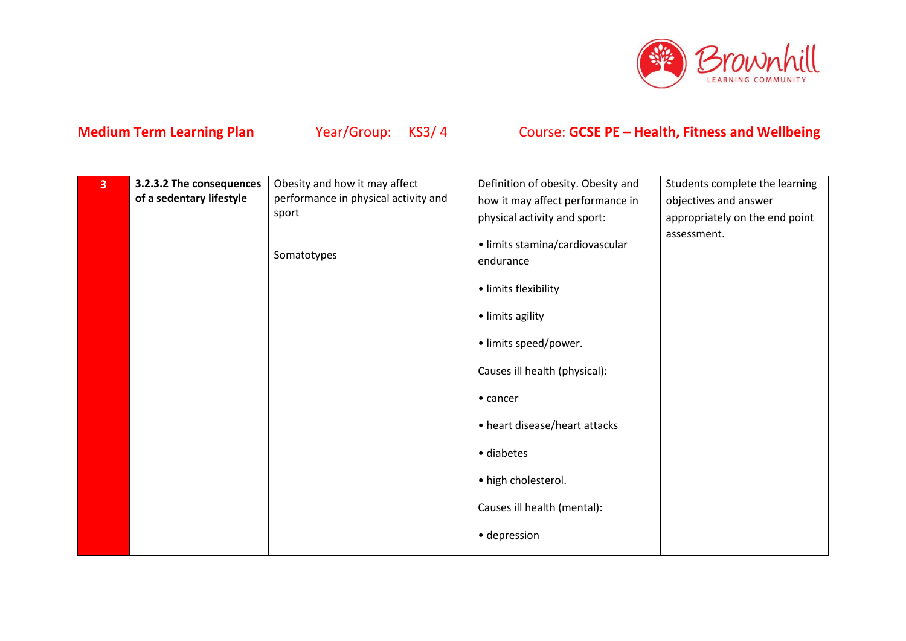**Medium Term Learning Plan** Year/Group: KS3/ 4 Course: **GCSE PE – Health, Fitness and Wellbeing**

| | | | | |
|---|---|---|---|---|
| 3 | **3.2.3.2 The consequences of a sedentary lifestyle** | Obesity and how it may affect performance in physical activity and sport<br><br>Somatotypes | Definition of obesity. Obesity and how it may affect performance in physical activity and sport:<br><br>• limits stamina/cardiovascular endurance<br><br>• limits flexibility<br><br>• limits agility<br><br>• limits speed/power.<br><br>Causes ill health (physical):<br><br>• cancer<br><br>• heart disease/heart attacks<br><br>• diabetes<br><br>• high cholesterol.<br><br>Causes ill health (mental):<br><br>• depression | Students complete the learning objectives and answer appropriately on the end point assessment. |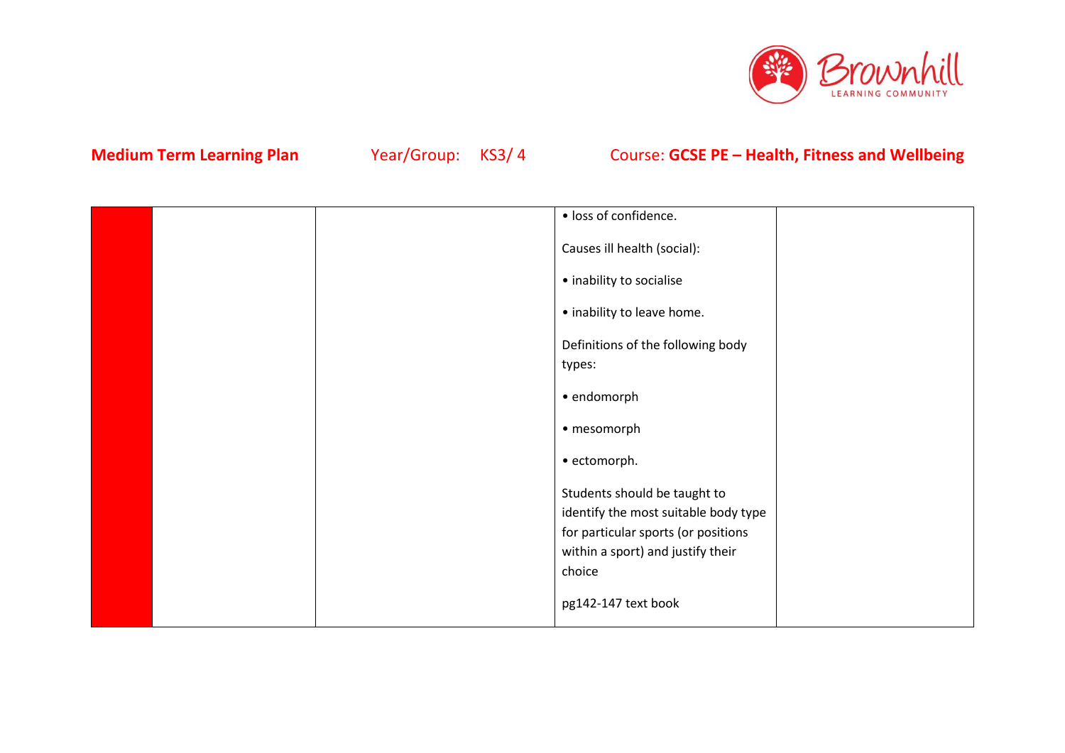**Medium Term Learning Plan** Year/Group: KS3/ 4 Course: **GCSE PE – Health, Fitness and Wellbeing**

| | | | | |
|---|---|---|---|---|
| | | | • loss of confidence.<br><br>Causes ill health (social):<br><br>• inability to socialise<br><br>• inability to leave home.<br><br>Definitions of the following body types:<br><br>• endomorph<br><br>• mesomorph<br><br>• ectomorph.<br><br>Students should be taught to identify the most suitable body type for particular sports (or positions within a sport) and justify their choice<br><br>pg142-147 text book | |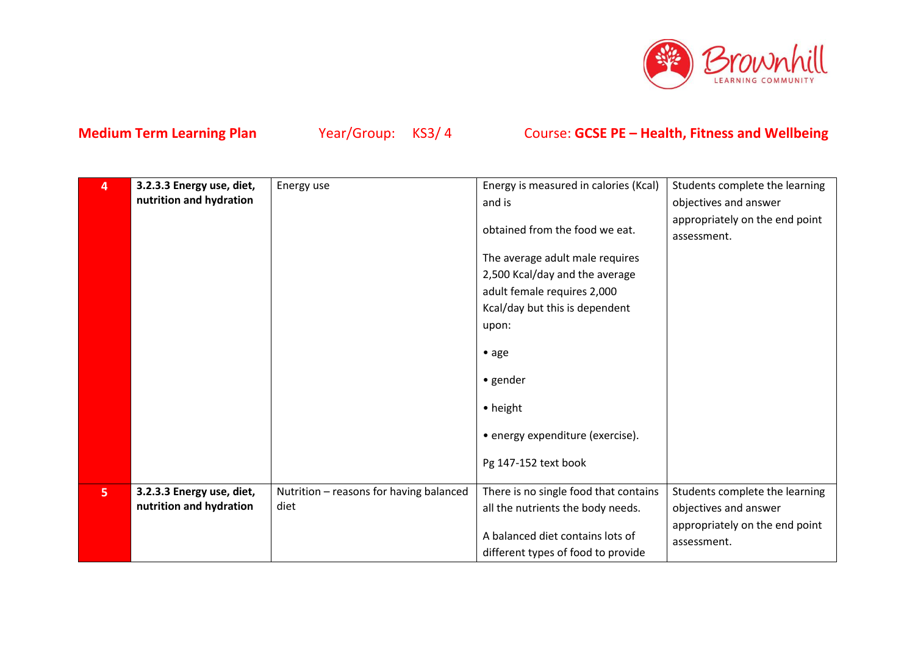**Medium Term Learning Plan** Year/Group: KS3/ 4 Course: **GCSE PE – Health, Fitness and Wellbeing**

| | | | | |
|---|---|---|---|---|
| 4 | **3.2.3.3 Energy use, diet, nutrition and hydration** | Energy use | Energy is measured in calories (Kcal) and is<br><br>obtained from the food we eat.<br><br>The average adult male requires 2,500 Kcal/day and the average adult female requires 2,000 Kcal/day but this is dependent upon:<br><br>• age<br><br>• gender<br><br>• height<br><br>• energy expenditure (exercise).<br><br>Pg 147-152 text book | Students complete the learning objectives and answer appropriately on the end point assessment. |
| 5 | **3.2.3.3 Energy use, diet, nutrition and hydration** | Nutrition – reasons for having balanced diet | There is no single food that contains all the nutrients the body needs.<br><br>A balanced diet contains lots of different types of food to provide | Students complete the learning objectives and answer appropriately on the end point assessment. |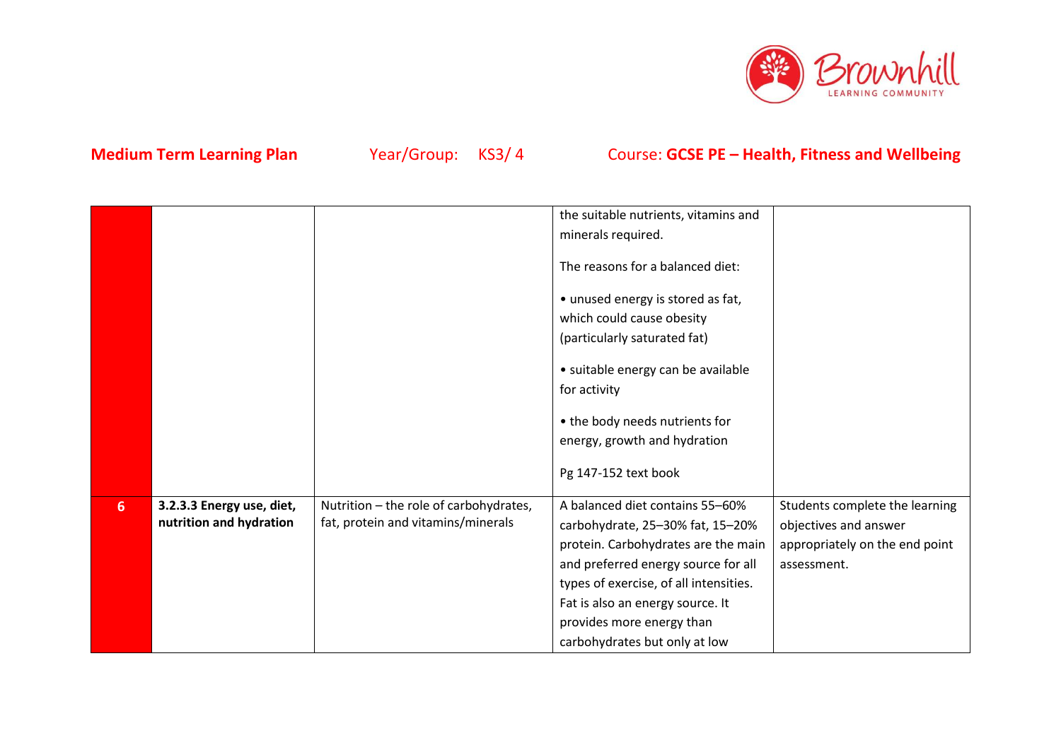**Medium Term Learning Plan** Year/Group: KS3/ 4 Course: **GCSE PE – Health, Fitness and Wellbeing**

| | | | | |
|---|---|---|---|---|
| | | | the suitable nutrients, vitamins and minerals required.<br><br>The reasons for a balanced diet:<br><br>• unused energy is stored as fat, which could cause obesity (particularly saturated fat)<br><br>• suitable energy can be available for activity<br><br>• the body needs nutrients for energy, growth and hydration<br><br>Pg 147-152 text book | |
| **6** | **3.2.3.3 Energy use, diet, nutrition and hydration** | Nutrition – the role of carbohydrates, fat, protein and vitamins/minerals | A balanced diet contains 55–60% carbohydrate, 25–30% fat, 15–20% protein. Carbohydrates are the main and preferred energy source for all types of exercise, of all intensities. Fat is also an energy source. It provides more energy than carbohydrates but only at low | Students complete the learning objectives and answer appropriately on the end point assessment. |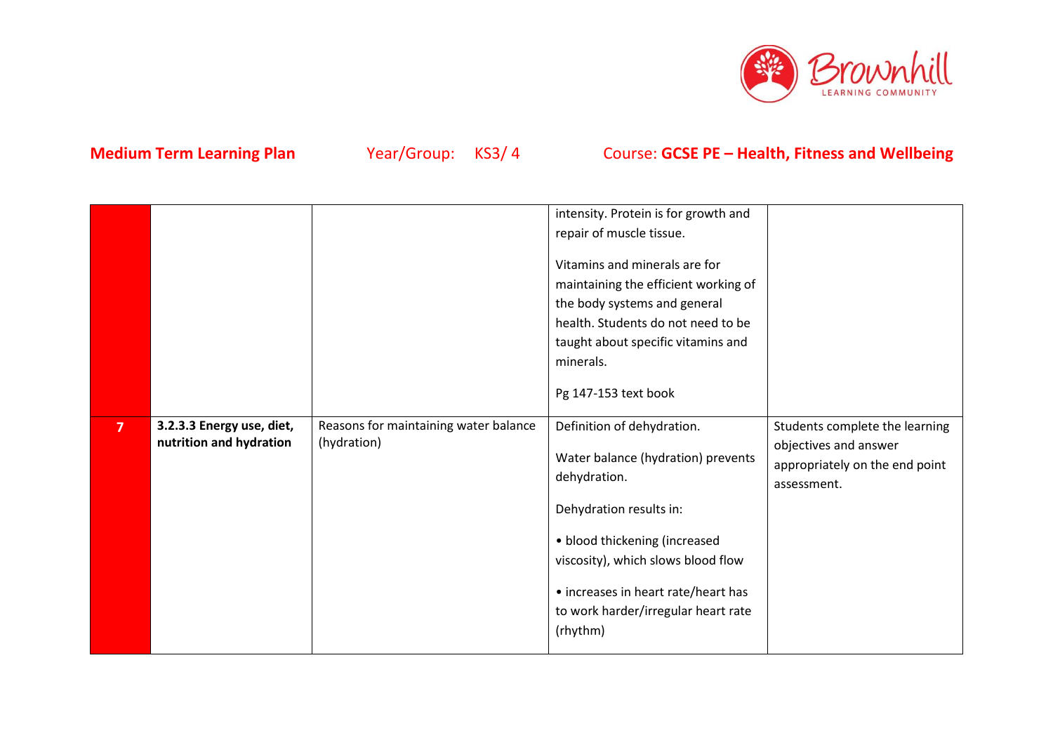**Medium Term Learning Plan** Year/Group: KS3/ 4 Course: **GCSE PE – Health, Fitness and Wellbeing**

| | | | | |
|---|---|---|---|---|
| | | | intensity. Protein is for growth and repair of muscle tissue.<br><br>Vitamins and minerals are for maintaining the efficient working of the body systems and general health. Students do not need to be taught about specific vitamins and minerals.<br><br>Pg 147-153 text book | |
| **7** | **3.2.3.3 Energy use, diet, nutrition and hydration** | Reasons for maintaining water balance (hydration) | Definition of dehydration.<br><br>Water balance (hydration) prevents dehydration.<br><br>Dehydration results in:<br><br>• blood thickening (increased viscosity), which slows blood flow<br><br>• increases in heart rate/heart has to work harder/irregular heart rate (rhythm) | Students complete the learning objectives and answer appropriately on the end point assessment. |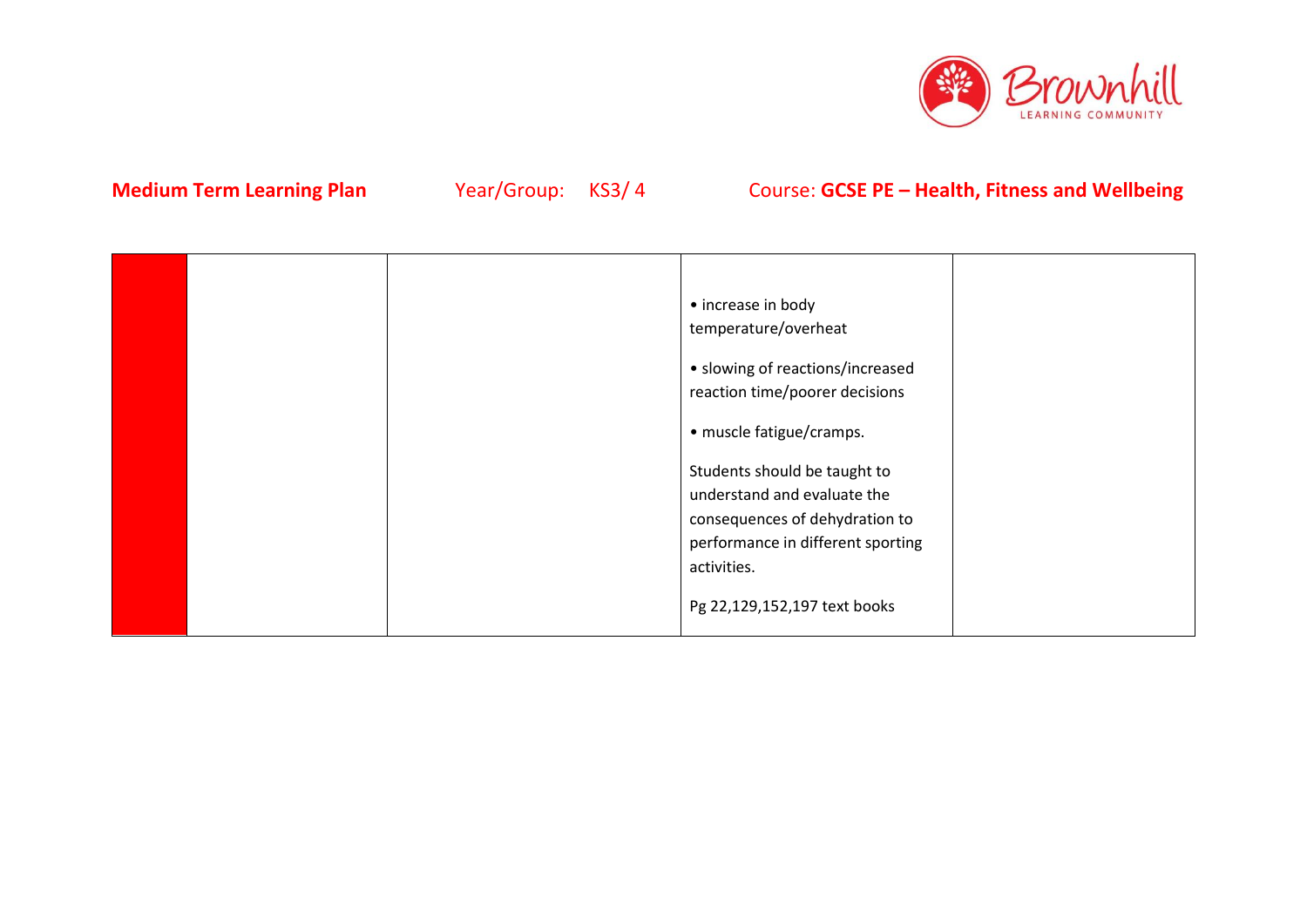**Medium Term Learning Plan** Year/Group: KS3/ 4 Course: **GCSE PE – Health, Fitness and Wellbeing**

| | | | | |
|---|---|---|---|---|
| | | | • increase in body temperature/overheat<br><br>• slowing of reactions/increased reaction time/poorer decisions<br><br>• muscle fatigue/cramps.<br><br>Students should be taught to understand and evaluate the consequences of dehydration to performance in different sporting activities.<br><br>Pg 22,129,152,197 text books | |